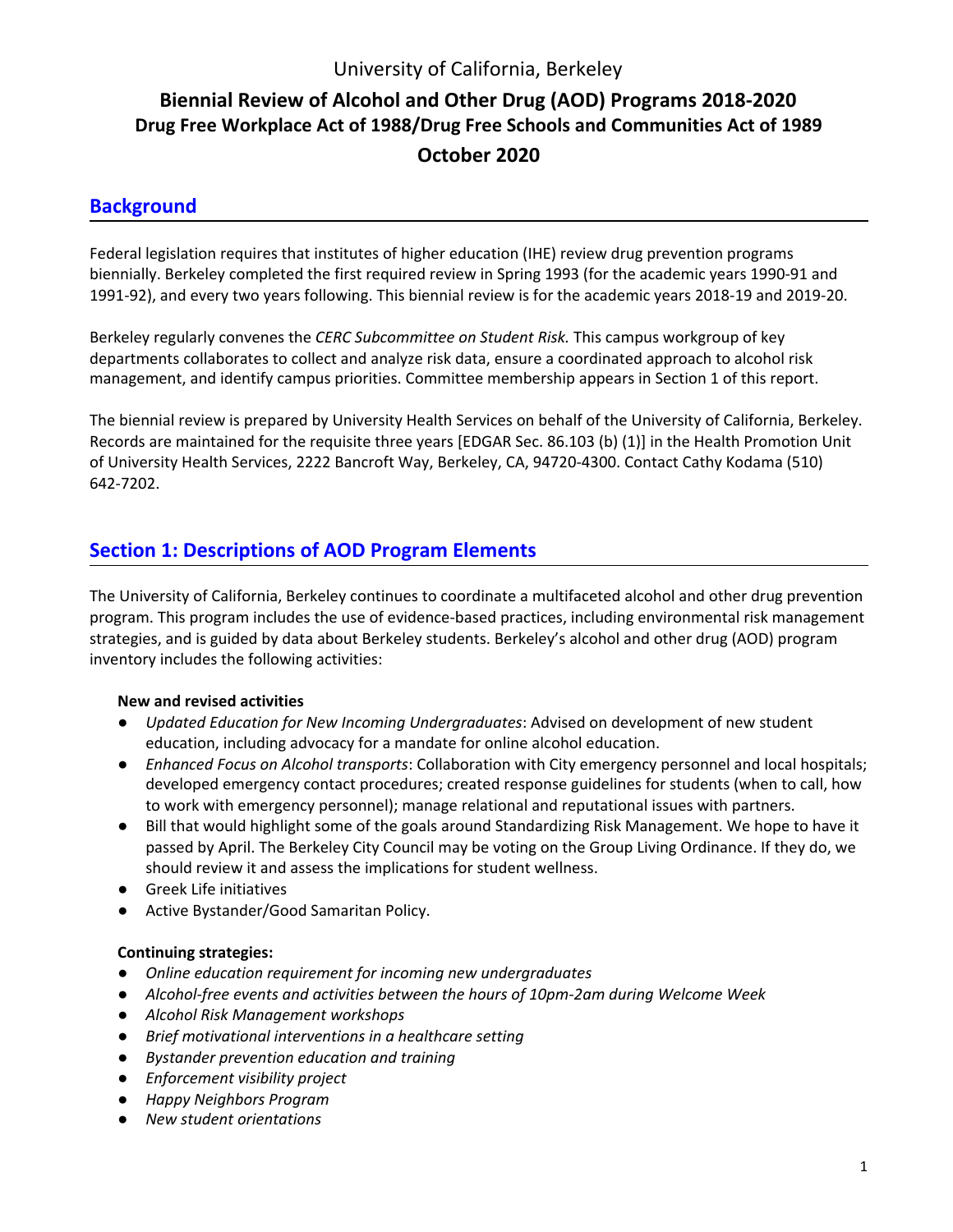University of California, Berkeley

# Biennial Review of Alcohol and Other Drug (AOD) Programs 2018-2020

### Drug Free Workplace Act of 1988/Drug Free Schools and Communities Act of 1989

### October 2020

## Background

Federal legislation requires that institutes of higher education (IHE) review drug prevention programs biennially. Berkeley completed the first required review in Spring 1993 (for the academic years 1990-91 and 1991-92), and every two years following. This biennial review is for the academic years 2018-19 and 2019-20.

Berkeley regularly convenes the *CERC Subcommittee on Student Risk.* This campus workgroup of key departments collaborates to collect and analyze risk data, ensure a coordinated approach to alcohol risk management, and identify campus priorities. Committee membership appears in Section 1 of this report.

The biennial review is prepared by University Health Services on behalf of the University of California, Berkeley. Records are maintained for the requisite three years [EDGAR Sec. 86.103 (b) (1)] in the Health Promotion Unit of University Health Services, 2222 Bancroft Way, Berkeley, CA, 94720-4300. Contact Cathy Kodama (510) 642-7202.

## Section 1: Descriptions of AOD Program Elements

The University of California, Berkeley continues to coordinate a multifaceted alcohol and other drug prevention program. This program includes the use of evidence-based practices, including environmental risk management strategies, and is guided by data about Berkeley students. Berkeley's alcohol and other drug (AOD) program inventory includes the following activities:

**New and revised activities**

- *Updated Education for New Incoming Undergraduates*: Advised on development of new student education, including advocacy for a mandate for online alcohol education.
- *Enhanced Focus on Alcohol transports*: Collaboration with City emergency personnel and local hospitals; developed emergency contact procedures; created response guidelines for students (when to call, how to work with emergency personnel); manage relational and reputational issues with partners.
- Bill that would highlight some of the goals around Standardizing Risk Management. We hope to have it passed by April. The Berkeley City Council may be voting on the Group Living Ordinance. If they do, we should review it and assess the implications for student wellness.
- Greek Life initiatives
- Active Bystander/Good Samaritan Policy.

**Continuing strategies:**

- *Online education requirement for incoming new undergraduates*
- *Alcohol-free events and activities between the hours of 10pm-2am during Welcome Week*
- *Alcohol Risk Management workshops*
- *Brief motivational interventions in a healthcare setting*
- *Bystander prevention education and training*
- *Enforcement visibility project*
- *Happy Neighbors Program*
- *New student orientations*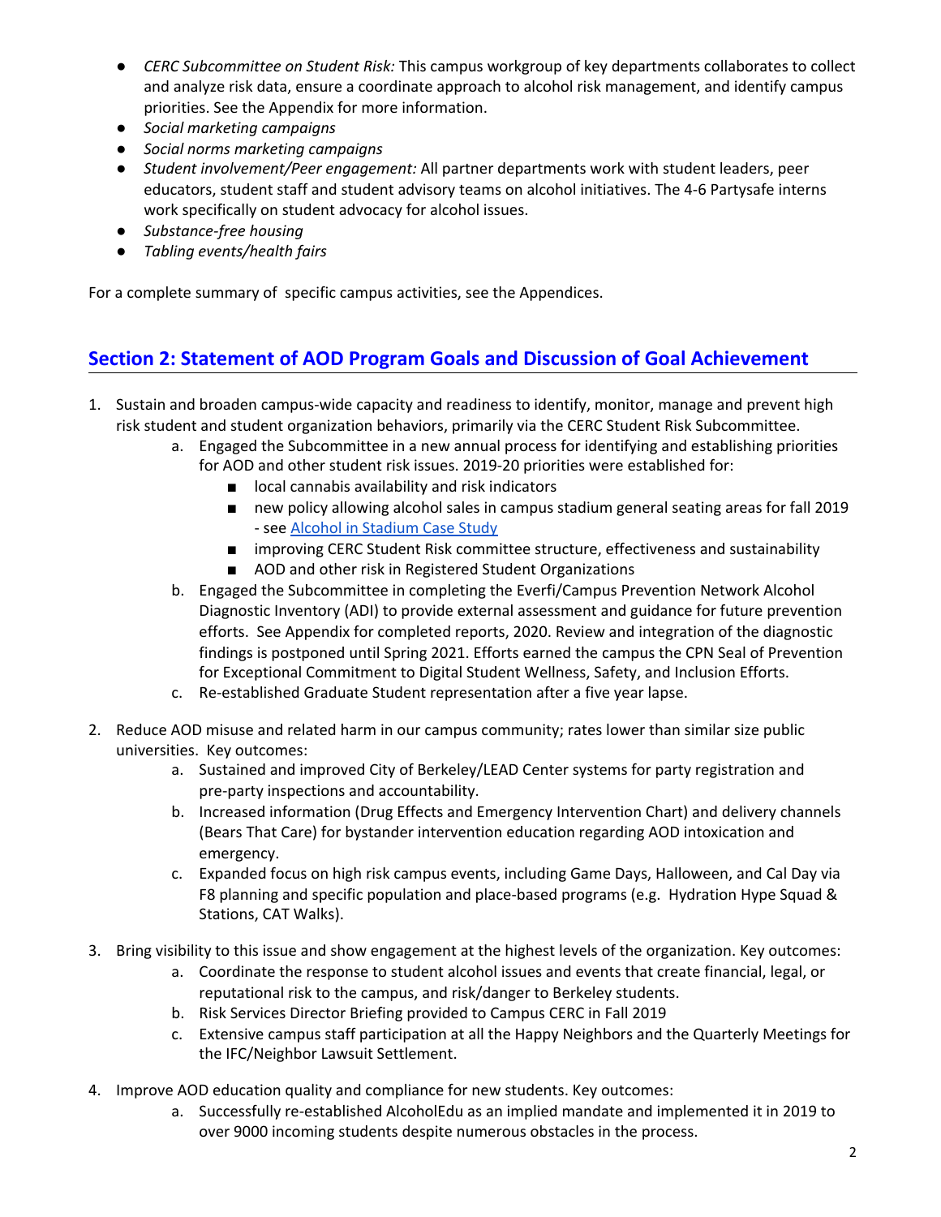- *CERC Subcommittee on Student Risk:* This campus workgroup of key departments collaborates to collect and analyze risk data, ensure a coordinate approach to alcohol risk management, and identify campus priorities. See the Appendix for more information.
- *Social marketing campaigns*
- *Social norms marketing campaigns*
- *Student involvement/Peer engagement:* All partner departments work with student leaders, peer educators, student staff and student advisory teams on alcohol initiatives. The 4-6 Partysafe interns work specifically on student advocacy for alcohol issues.
- *Substance-free housing*
- *Tabling events/health fairs*

For a complete summary of specific campus activities, see the Appendices.

## Section 2: Statement of AOD Program Goals and Discussion of Goal Achievement

1. Sustain and broaden campus-wide capacity and readiness to identify, monitor, manage and prevent high risk student and student organization behaviors, primarily via the CERC Student Risk Subcommittee.
    a. Engaged the Subcommittee in a new annual process for identifying and establishing priorities for AOD and other student risk issues. 2019-20 priorities were established for:
        - local cannabis availability and risk indicators
        - new policy allowing alcohol sales in campus stadium general seating areas for fall 2019 - see Alcohol in Stadium Case Study
        - improving CERC Student Risk committee structure, effectiveness and sustainability
        - AOD and other risk in Registered Student Organizations
    
    b. Engaged the Subcommittee in completing the Everfi/Campus Prevention Network Alcohol Diagnostic Inventory (ADI) to provide external assessment and guidance for future prevention efforts. See Appendix for completed reports, 2020. Review and integration of the diagnostic findings is postponed until Spring 2021. Efforts earned the campus the CPN Seal of Prevention for Exceptional Commitment to Digital Student Wellness, Safety, and Inclusion Efforts.
    
    c. Re-established Graduate Student representation after a five year lapse.

2. Reduce AOD misuse and related harm in our campus community; rates lower than similar size public universities. Key outcomes:
    a. Sustained and improved City of Berkeley/LEAD Center systems for party registration and pre-party inspections and accountability.
    
    b. Increased information (Drug Effects and Emergency Intervention Chart) and delivery channels (Bears That Care) for bystander intervention education regarding AOD intoxication and emergency.
    
    c. Expanded focus on high risk campus events, including Game Days, Halloween, and Cal Day via F8 planning and specific population and place-based programs (e.g. Hydration Hype Squad & Stations, CAT Walks).

3. Bring visibility to this issue and show engagement at the highest levels of the organization. Key outcomes:
    a. Coordinate the response to student alcohol issues and events that create financial, legal, or reputational risk to the campus, and risk/danger to Berkeley students.
    
    b. Risk Services Director Briefing provided to Campus CERC in Fall 2019
    
    c. Extensive campus staff participation at all the Happy Neighbors and the Quarterly Meetings for the IFC/Neighbor Lawsuit Settlement.

4. Improve AOD education quality and compliance for new students. Key outcomes:
    a. Successfully re-established AlcoholEdu as an implied mandate and implemented it in 2019 to over 9000 incoming students despite numerous obstacles in the process.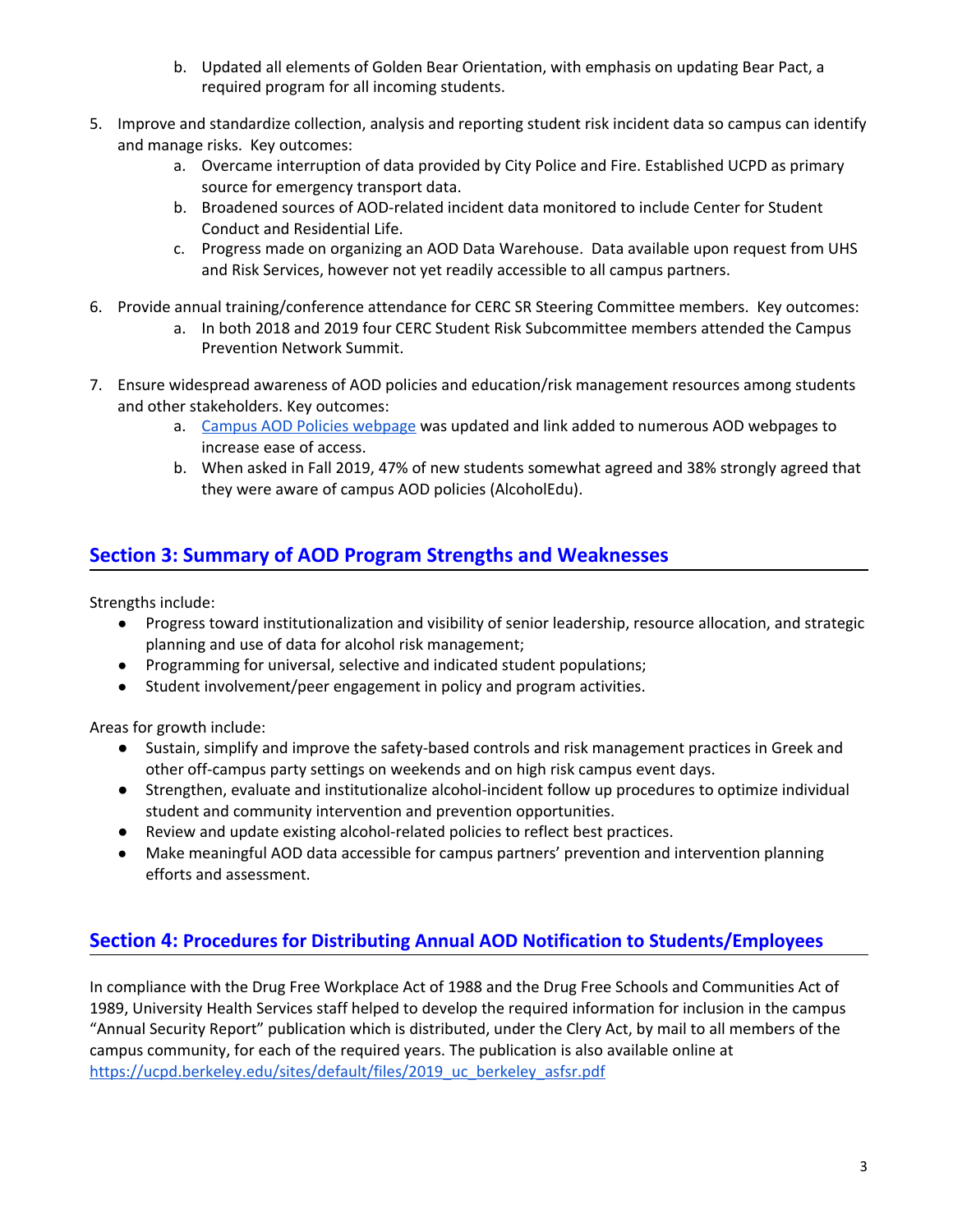b. Updated all elements of Golden Bear Orientation, with emphasis on updating Bear Pact, a required program for all incoming students.

5. Improve and standardize collection, analysis and reporting student risk incident data so campus can identify and manage risks. Key outcomes:
   a. Overcame interruption of data provided by City Police and Fire. Established UCPD as primary source for emergency transport data.
   b. Broadened sources of AOD-related incident data monitored to include Center for Student Conduct and Residential Life.
   c. Progress made on organizing an AOD Data Warehouse. Data available upon request from UHS and Risk Services, however not yet readily accessible to all campus partners.

6. Provide annual training/conference attendance for CERC SR Steering Committee members. Key outcomes:
   a. In both 2018 and 2019 four CERC Student Risk Subcommittee members attended the Campus Prevention Network Summit.

7. Ensure widespread awareness of AOD policies and education/risk management resources among students and other stakeholders. Key outcomes:
   a. Campus AOD Policies webpage was updated and link added to numerous AOD webpages to increase ease of access.
   b. When asked in Fall 2019, 47% of new students somewhat agreed and 38% strongly agreed that they were aware of campus AOD policies (AlcoholEdu).

## Section 3: Summary of AOD Program Strengths and Weaknesses

Strengths include:

- Progress toward institutionalization and visibility of senior leadership, resource allocation, and strategic planning and use of data for alcohol risk management;
- Programming for universal, selective and indicated student populations;
- Student involvement/peer engagement in policy and program activities.

Areas for growth include:

- Sustain, simplify and improve the safety-based controls and risk management practices in Greek and other off-campus party settings on weekends and on high risk campus event days.
- Strengthen, evaluate and institutionalize alcohol-incident follow up procedures to optimize individual student and community intervention and prevention opportunities.
- Review and update existing alcohol-related policies to reflect best practices.
- Make meaningful AOD data accessible for campus partners' prevention and intervention planning efforts and assessment.

## Section 4: Procedures for Distributing Annual AOD Notification to Students/Employees

In compliance with the Drug Free Workplace Act of 1988 and the Drug Free Schools and Communities Act of 1989, University Health Services staff helped to develop the required information for inclusion in the campus "Annual Security Report" publication which is distributed, under the Clery Act, by mail to all members of the campus community, for each of the required years. The publication is also available online at https://ucpd.berkeley.edu/sites/default/files/2019_uc_berkeley_asfsr.pdf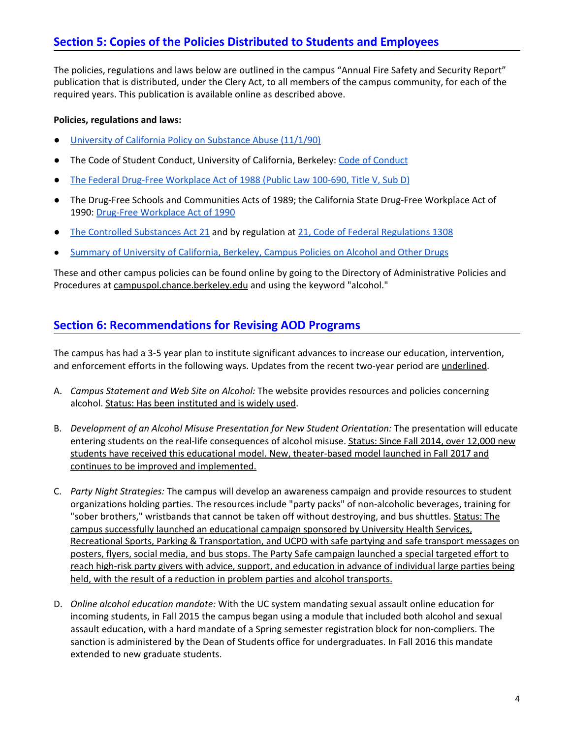## Section 5: Copies of the Policies Distributed to Students and Employees

The policies, regulations and laws below are outlined in the campus "Annual Fire Safety and Security Report" publication that is distributed, under the Clery Act, to all members of the campus community, for each of the required years. This publication is available online as described above.

**Policies, regulations and laws:**

- University of California Policy on Substance Abuse (11/1/90)
- The Code of Student Conduct, University of California, Berkeley: Code of Conduct
- The Federal Drug-Free Workplace Act of 1988 (Public Law 100-690, Title V, Sub D)
- The Drug-Free Schools and Communities Acts of 1989; the California State Drug-Free Workplace Act of 1990: Drug-Free Workplace Act of 1990
- The Controlled Substances Act 21 and by regulation at 21, Code of Federal Regulations 1308
- Summary of University of California, Berkeley, Campus Policies on Alcohol and Other Drugs

These and other campus policies can be found online by going to the Directory of Administrative Policies and Procedures at campuspol.chance.berkeley.edu and using the keyword "alcohol."

## Section 6: Recommendations for Revising AOD Programs

The campus has had a 3-5 year plan to institute significant advances to increase our education, intervention, and enforcement efforts in the following ways. Updates from the recent two-year period are underlined.

A. *Campus Statement and Web Site on Alcohol:* The website provides resources and policies concerning alcohol. Status: Has been instituted and is widely used.

B. *Development of an Alcohol Misuse Presentation for New Student Orientation:* The presentation will educate entering students on the real-life consequences of alcohol misuse. Status: Since Fall 2014, over 12,000 new students have received this educational model. New, theater-based model launched in Fall 2017 and continues to be improved and implemented.

C. *Party Night Strategies:* The campus will develop an awareness campaign and provide resources to student organizations holding parties. The resources include "party packs" of non-alcoholic beverages, training for "sober brothers," wristbands that cannot be taken off without destroying, and bus shuttles. Status: The campus successfully launched an educational campaign sponsored by University Health Services, Recreational Sports, Parking & Transportation, and UCPD with safe partying and safe transport messages on posters, flyers, social media, and bus stops. The Party Safe campaign launched a special targeted effort to reach high-risk party givers with advice, support, and education in advance of individual large parties being held, with the result of a reduction in problem parties and alcohol transports.

D. *Online alcohol education mandate:* With the UC system mandating sexual assault online education for incoming students, in Fall 2015 the campus began using a module that included both alcohol and sexual assault education, with a hard mandate of a Spring semester registration block for non-compliers. The sanction is administered by the Dean of Students office for undergraduates. In Fall 2016 this mandate extended to new graduate students.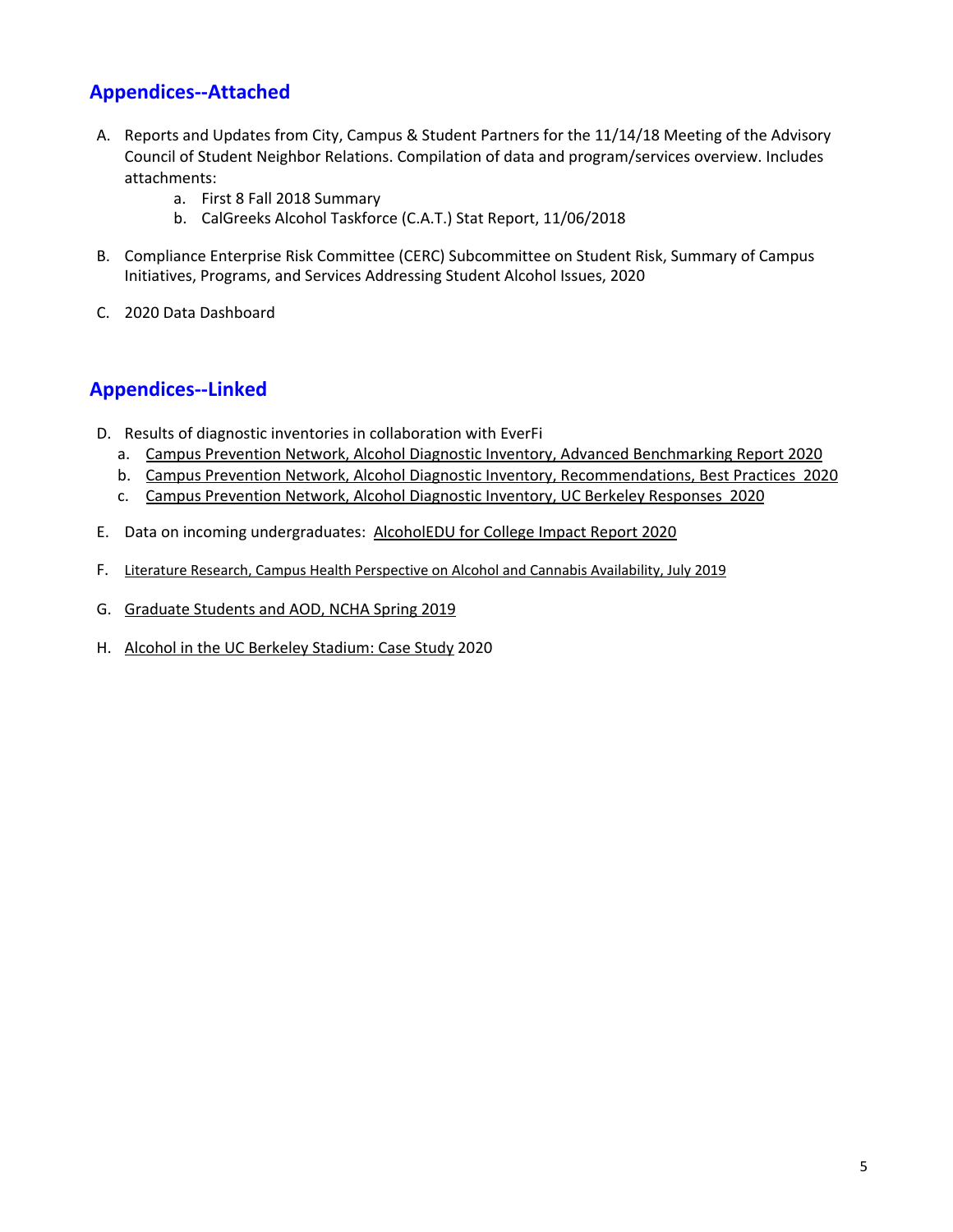## Appendices--Attached

A. Reports and Updates from City, Campus & Student Partners for the 11/14/18 Meeting of the Advisory Council of Student Neighbor Relations. Compilation of data and program/services overview. Includes attachments:
   a. First 8 Fall 2018 Summary
   b. CalGreeks Alcohol Taskforce (C.A.T.) Stat Report, 11/06/2018

B. Compliance Enterprise Risk Committee (CERC) Subcommittee on Student Risk, Summary of Campus Initiatives, Programs, and Services Addressing Student Alcohol Issues, 2020

C. 2020 Data Dashboard

## Appendices--Linked

D. Results of diagnostic inventories in collaboration with EverFi
   a. Campus Prevention Network, Alcohol Diagnostic Inventory, Advanced Benchmarking Report 2020
   b. Campus Prevention Network, Alcohol Diagnostic Inventory, Recommendations, Best Practices 2020
   c. Campus Prevention Network, Alcohol Diagnostic Inventory, UC Berkeley Responses 2020

E. Data on incoming undergraduates: AlcoholEDU for College Impact Report 2020

F. Literature Research, Campus Health Perspective on Alcohol and Cannabis Availability, July 2019

G. Graduate Students and AOD, NCHA Spring 2019

H. Alcohol in the UC Berkeley Stadium: Case Study 2020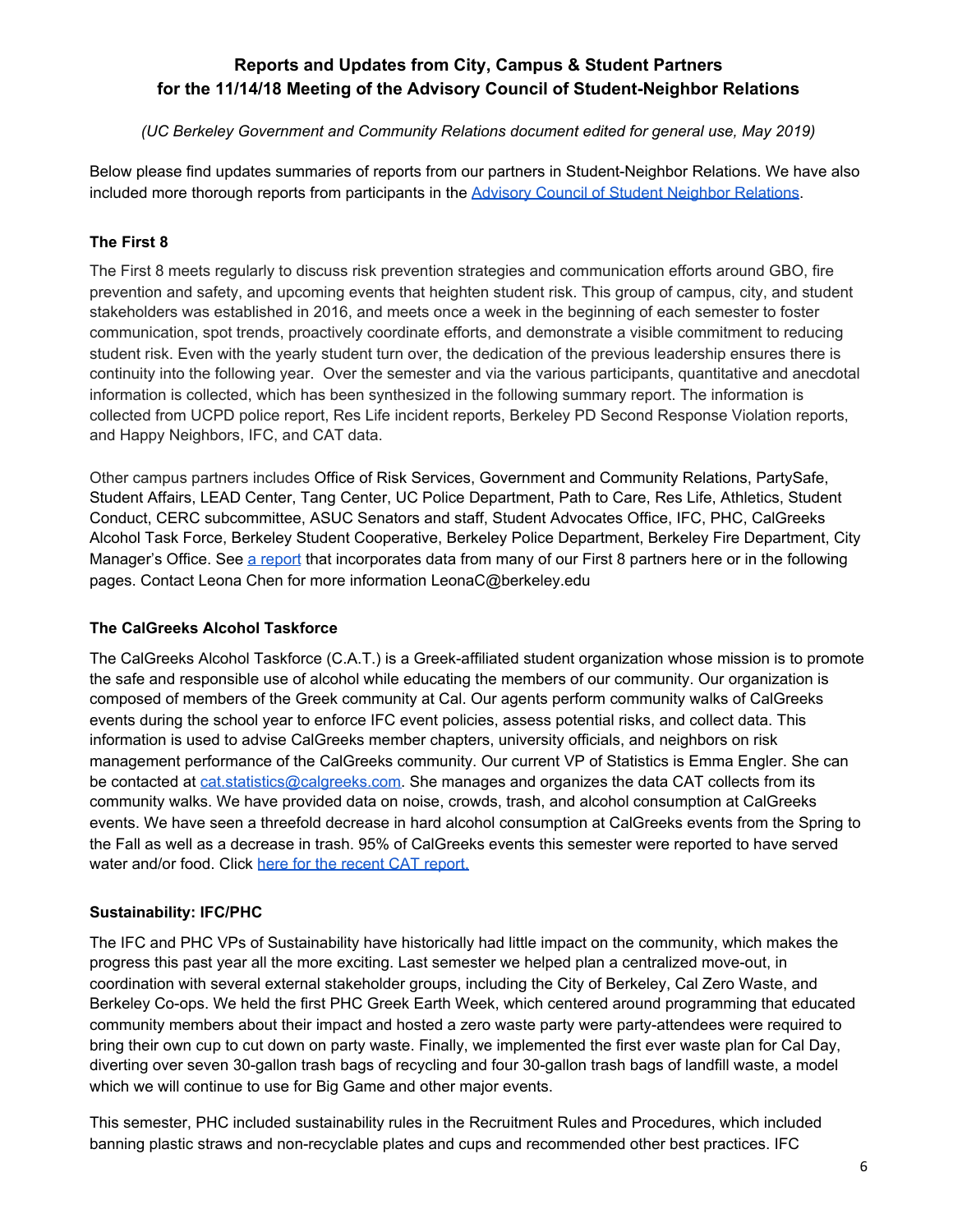## Reports and Updates from City, Campus & Student Partners for the 11/14/18 Meeting of the Advisory Council of Student-Neighbor Relations

*(UC Berkeley Government and Community Relations document edited for general use, May 2019)*

Below please find updates summaries of reports from our partners in Student-Neighbor Relations. We have also included more thorough reports from participants in the [Advisory Council of Student Neighbor Relations](#).

### The First 8

The First 8 meets regularly to discuss risk prevention strategies and communication efforts around GBO, fire prevention and safety, and upcoming events that heighten student risk. This group of campus, city, and student stakeholders was established in 2016, and meets once a week in the beginning of each semester to foster communication, spot trends, proactively coordinate efforts, and demonstrate a visible commitment to reducing student risk. Even with the yearly student turn over, the dedication of the previous leadership ensures there is continuity into the following year. Over the semester and via the various participants, quantitative and anecdotal information is collected, which has been synthesized in the following summary report. The information is collected from UCPD police report, Res Life incident reports, Berkeley PD Second Response Violation reports, and Happy Neighbors, IFC, and CAT data.

Other campus partners includes Office of Risk Services, Government and Community Relations, PartySafe, Student Affairs, LEAD Center, Tang Center, UC Police Department, Path to Care, Res Life, Athletics, Student Conduct, CERC subcommittee, ASUC Senators and staff, Student Advocates Office, IFC, PHC, CalGreeks Alcohol Task Force, Berkeley Student Cooperative, Berkeley Police Department, Berkeley Fire Department, City Manager's Office. See [a report](#) that incorporates data from many of our First 8 partners here or in the following pages. Contact Leona Chen for more information LeonaC@berkeley.edu

### The CalGreeks Alcohol Taskforce

The CalGreeks Alcohol Taskforce (C.A.T.) is a Greek-affiliated student organization whose mission is to promote the safe and responsible use of alcohol while educating the members of our community. Our organization is composed of members of the Greek community at Cal. Our agents perform community walks of CalGreeks events during the school year to enforce IFC event policies, assess potential risks, and collect data. This information is used to advise CalGreeks member chapters, university officials, and neighbors on risk management performance of the CalGreeks community. Our current VP of Statistics is Emma Engler. She can be contacted at cat.statistics@calgreeks.com. She manages and organizes the data CAT collects from its community walks. We have provided data on noise, crowds, trash, and alcohol consumption at CalGreeks events. We have seen a threefold decrease in hard alcohol consumption at CalGreeks events from the Spring to the Fall as well as a decrease in trash. 95% of CalGreeks events this semester were reported to have served water and/or food. Click [here for the recent CAT report.](#)

### Sustainability: IFC/PHC

The IFC and PHC VPs of Sustainability have historically had little impact on the community, which makes the progress this past year all the more exciting. Last semester we helped plan a centralized move-out, in coordination with several external stakeholder groups, including the City of Berkeley, Cal Zero Waste, and Berkeley Co-ops. We held the first PHC Greek Earth Week, which centered around programming that educated community members about their impact and hosted a zero waste party were party-attendees were required to bring their own cup to cut down on party waste. Finally, we implemented the first ever waste plan for Cal Day, diverting over seven 30-gallon trash bags of recycling and four 30-gallon trash bags of landfill waste, a model which we will continue to use for Big Game and other major events.

This semester, PHC included sustainability rules in the Recruitment Rules and Procedures, which included banning plastic straws and non-recyclable plates and cups and recommended other best practices. IFC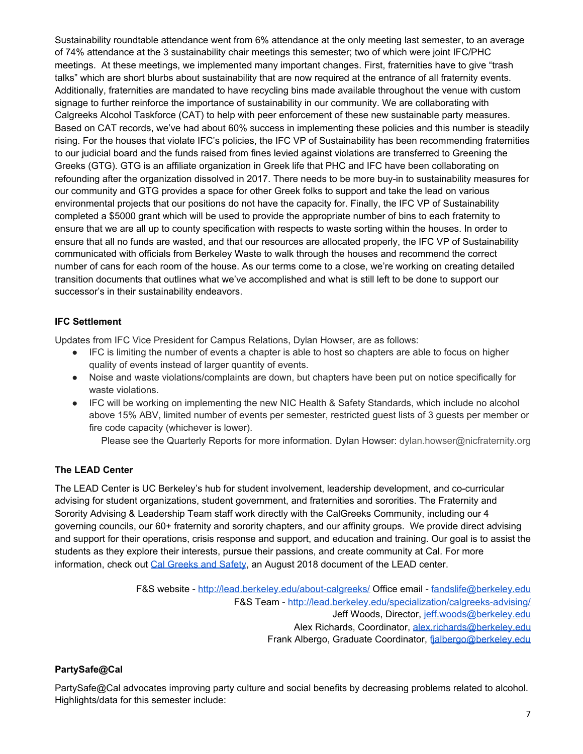Sustainability roundtable attendance went from 6% attendance at the only meeting last semester, to an average of 74% attendance at the 3 sustainability chair meetings this semester; two of which were joint IFC/PHC meetings. At these meetings, we implemented many important changes. First, fraternities have to give "trash talks" which are short blurbs about sustainability that are now required at the entrance of all fraternity events. Additionally, fraternities are mandated to have recycling bins made available throughout the venue with custom signage to further reinforce the importance of sustainability in our community. We are collaborating with Calgreeks Alcohol Taskforce (CAT) to help with peer enforcement of these new sustainable party measures. Based on CAT records, we've had about 60% success in implementing these policies and this number is steadily rising. For the houses that violate IFC's policies, the IFC VP of Sustainability has been recommending fraternities to our judicial board and the funds raised from fines levied against violations are transferred to Greening the Greeks (GTG). GTG is an affiliate organization in Greek life that PHC and IFC have been collaborating on refounding after the organization dissolved in 2017. There needs to be more buy-in to sustainability measures for our community and GTG provides a space for other Greek folks to support and take the lead on various environmental projects that our positions do not have the capacity for. Finally, the IFC VP of Sustainability completed a $5000 grant which will be used to provide the appropriate number of bins to each fraternity to ensure that we are all up to county specification with respects to waste sorting within the houses. In order to ensure that all no funds are wasted, and that our resources are allocated properly, the IFC VP of Sustainability communicated with officials from Berkeley Waste to walk through the houses and recommend the correct number of cans for each room of the house. As our terms come to a close, we're working on creating detailed transition documents that outlines what we've accomplished and what is still left to be done to support our successor's in their sustainability endeavors.

**IFC Settlement**

Updates from IFC Vice President for Campus Relations, Dylan Howser, are as follows:

- IFC is limiting the number of events a chapter is able to host so chapters are able to focus on higher quality of events instead of larger quantity of events.
- Noise and waste violations/complaints are down, but chapters have been put on notice specifically for waste violations.
- IFC will be working on implementing the new NIC Health & Safety Standards, which include no alcohol above 15% ABV, limited number of events per semester, restricted guest lists of 3 guests per member or fire code capacity (whichever is lower).

Please see the Quarterly Reports for more information. Dylan Howser: dylan.howser@nicfraternity.org

**The LEAD Center**

The LEAD Center is UC Berkeley's hub for student involvement, leadership development, and co-curricular advising for student organizations, student government, and fraternities and sororities. The Fraternity and Sorority Advising & Leadership Team staff work directly with the CalGreeks Community, including our 4 governing councils, our 60+ fraternity and sorority chapters, and our affinity groups. We provide direct advising and support for their operations, crisis response and support, and education and training. Our goal is to assist the students as they explore their interests, pursue their passions, and create community at Cal. For more information, check out Cal Greeks and Safety, an August 2018 document of the LEAD center.

F&S website - http://lead.berkeley.edu/about-calgreeks/ Office email - fandslife@berkeley.edu
F&S Team - http://lead.berkeley.edu/specialization/calgreeks-advising/
Jeff Woods, Director, jeff.woods@berkeley.edu
Alex Richards, Coordinator, alex.richards@berkeley.edu
Frank Albergo, Graduate Coordinator, fjalbergo@berkeley.edu

**PartySafe@Cal**

PartySafe@Cal advocates improving party culture and social benefits by decreasing problems related to alcohol. Highlights/data for this semester include: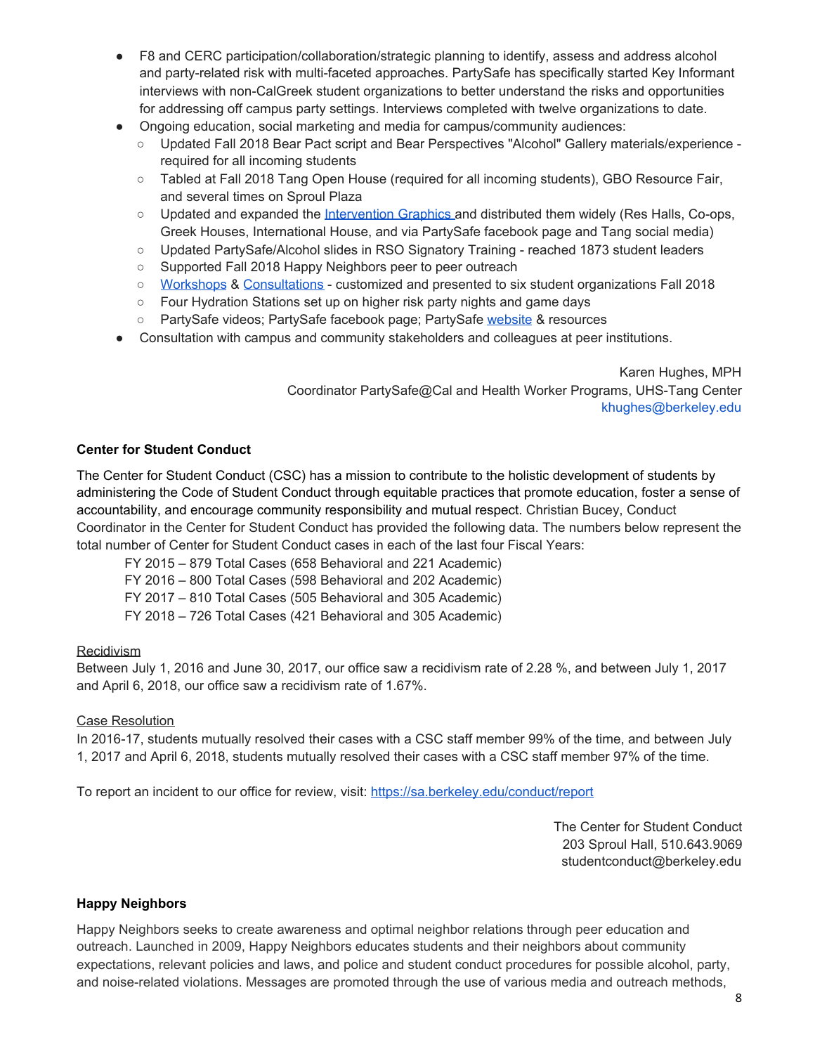- F8 and CERC participation/collaboration/strategic planning to identify, assess and address alcohol and party-related risk with multi-faceted approaches. PartySafe has specifically started Key Informant interviews with non-CalGreek student organizations to better understand the risks and opportunities for addressing off campus party settings. Interviews completed with twelve organizations to date.
- Ongoing education, social marketing and media for campus/community audiences:
  - Updated Fall 2018 Bear Pact script and Bear Perspectives "Alcohol" Gallery materials/experience - required for all incoming students
  - Tabled at Fall 2018 Tang Open House (required for all incoming students), GBO Resource Fair, and several times on Sproul Plaza
  - Updated and expanded the Intervention Graphics and distributed them widely (Res Halls, Co-ops, Greek Houses, International House, and via PartySafe facebook page and Tang social media)
  - Updated PartySafe/Alcohol slides in RSO Signatory Training - reached 1873 student leaders
  - Supported Fall 2018 Happy Neighbors peer to peer outreach
  - Workshops & Consultations - customized and presented to six student organizations Fall 2018
  - Four Hydration Stations set up on higher risk party nights and game days
  - PartySafe videos; PartySafe facebook page; PartySafe website & resources
- Consultation with campus and community stakeholders and colleagues at peer institutions.

Karen Hughes, MPH
Coordinator PartySafe@Cal and Health Worker Programs, UHS-Tang Center
khughes@berkeley.edu

**Center for Student Conduct**

The Center for Student Conduct (CSC) has a mission to contribute to the holistic development of students by administering the Code of Student Conduct through equitable practices that promote education, foster a sense of accountability, and encourage community responsibility and mutual respect. Christian Bucey, Conduct Coordinator in the Center for Student Conduct has provided the following data. The numbers below represent the total number of Center for Student Conduct cases in each of the last four Fiscal Years:

FY 2015 – 879 Total Cases (658 Behavioral and 221 Academic)
FY 2016 – 800 Total Cases (598 Behavioral and 202 Academic)
FY 2017 – 810 Total Cases (505 Behavioral and 305 Academic)
FY 2018 – 726 Total Cases (421 Behavioral and 305 Academic)

Recidivism
Between July 1, 2016 and June 30, 2017, our office saw a recidivism rate of 2.28 %, and between July 1, 2017 and April 6, 2018, our office saw a recidivism rate of 1.67%.

Case Resolution
In 2016-17, students mutually resolved their cases with a CSC staff member 99% of the time, and between July 1, 2017 and April 6, 2018, students mutually resolved their cases with a CSC staff member 97% of the time.

To report an incident to our office for review, visit: https://sa.berkeley.edu/conduct/report

The Center for Student Conduct
203 Sproul Hall, 510.643.9069
studentconduct@berkeley.edu

**Happy Neighbors**

Happy Neighbors seeks to create awareness and optimal neighbor relations through peer education and outreach. Launched in 2009, Happy Neighbors educates students and their neighbors about community expectations, relevant policies and laws, and police and student conduct procedures for possible alcohol, party, and noise-related violations. Messages are promoted through the use of various media and outreach methods,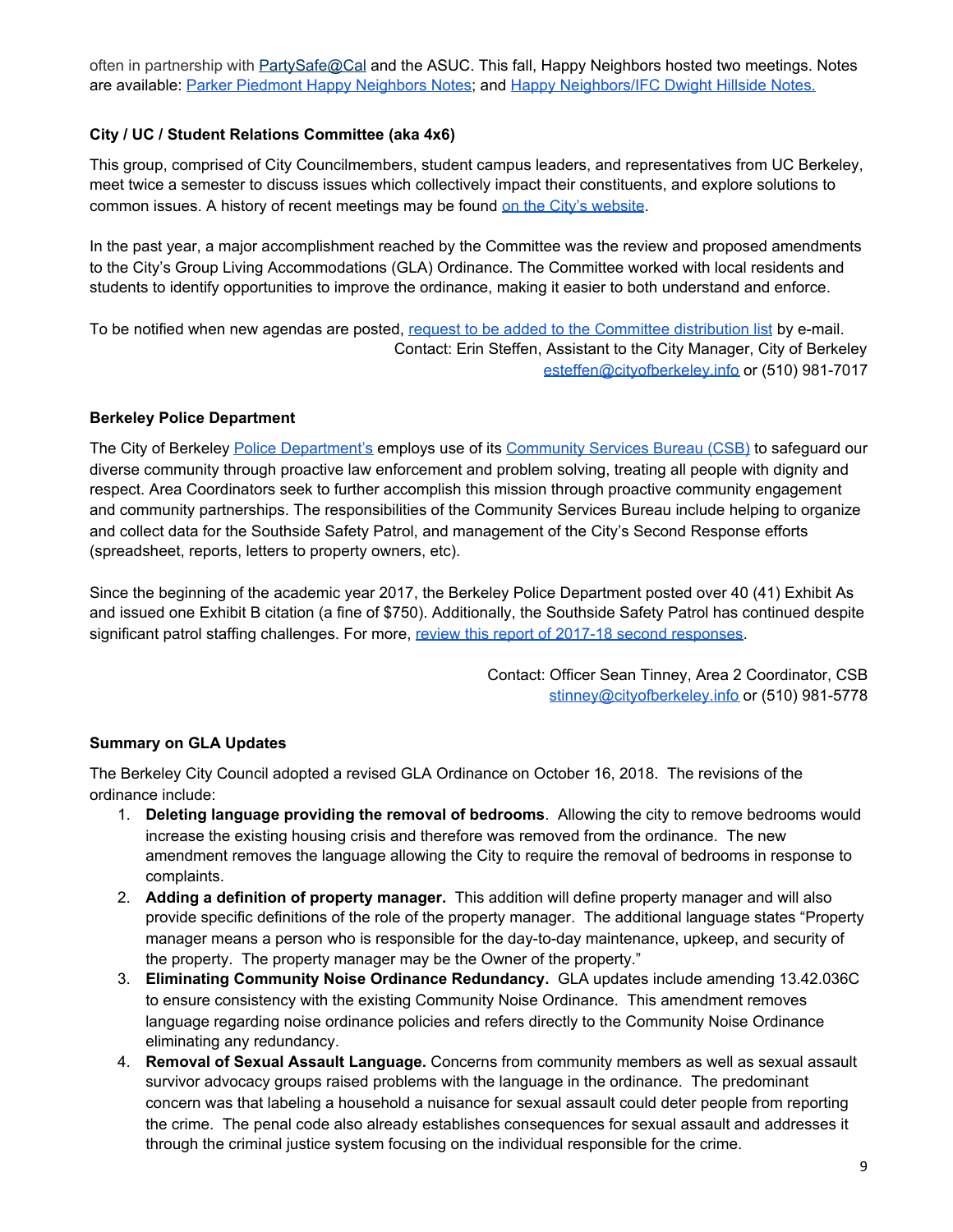often in partnership with PartySafe@Cal and the ASUC. This fall, Happy Neighbors hosted two meetings. Notes are available: Parker Piedmont Happy Neighbors Notes; and Happy Neighbors/IFC Dwight Hillside Notes.

**City / UC / Student Relations Committee (aka 4x6)**

This group, comprised of City Councilmembers, student campus leaders, and representatives from UC Berkeley, meet twice a semester to discuss issues which collectively impact their constituents, and explore solutions to common issues. A history of recent meetings may be found on the City's website.

In the past year, a major accomplishment reached by the Committee was the review and proposed amendments to the City's Group Living Accommodations (GLA) Ordinance. The Committee worked with local residents and students to identify opportunities to improve the ordinance, making it easier to both understand and enforce.

To be notified when new agendas are posted, request to be added to the Committee distribution list by e-mail.

Contact: Erin Steffen, Assistant to the City Manager, City of Berkeley
esteffen@cityofberkeley.info or (510) 981-7017

**Berkeley Police Department**

The City of Berkeley Police Department's employs use of its Community Services Bureau (CSB) to safeguard our diverse community through proactive law enforcement and problem solving, treating all people with dignity and respect. Area Coordinators seek to further accomplish this mission through proactive community engagement and community partnerships. The responsibilities of the Community Services Bureau include helping to organize and collect data for the Southside Safety Patrol, and management of the City's Second Response efforts (spreadsheet, reports, letters to property owners, etc).

Since the beginning of the academic year 2017, the Berkeley Police Department posted over 40 (41) Exhibit As and issued one Exhibit B citation (a fine of $750). Additionally, the Southside Safety Patrol has continued despite significant patrol staffing challenges. For more, review this report of 2017-18 second responses.

Contact: Officer Sean Tinney, Area 2 Coordinator, CSB
stinney@cityofberkeley.info or (510) 981-5778

**Summary on GLA Updates**

The Berkeley City Council adopted a revised GLA Ordinance on October 16, 2018. The revisions of the ordinance include:

1. **Deleting language providing the removal of bedrooms**. Allowing the city to remove bedrooms would increase the existing housing crisis and therefore was removed from the ordinance. The new amendment removes the language allowing the City to require the removal of bedrooms in response to complaints.
2. **Adding a definition of property manager.** This addition will define property manager and will also provide specific definitions of the role of the property manager. The additional language states "Property manager means a person who is responsible for the day-to-day maintenance, upkeep, and security of the property. The property manager may be the Owner of the property."
3. **Eliminating Community Noise Ordinance Redundancy.** GLA updates include amending 13.42.036C to ensure consistency with the existing Community Noise Ordinance. This amendment removes language regarding noise ordinance policies and refers directly to the Community Noise Ordinance eliminating any redundancy.
4. **Removal of Sexual Assault Language.** Concerns from community members as well as sexual assault survivor advocacy groups raised problems with the language in the ordinance. The predominant concern was that labeling a household a nuisance for sexual assault could deter people from reporting the crime. The penal code also already establishes consequences for sexual assault and addresses it through the criminal justice system focusing on the individual responsible for the crime.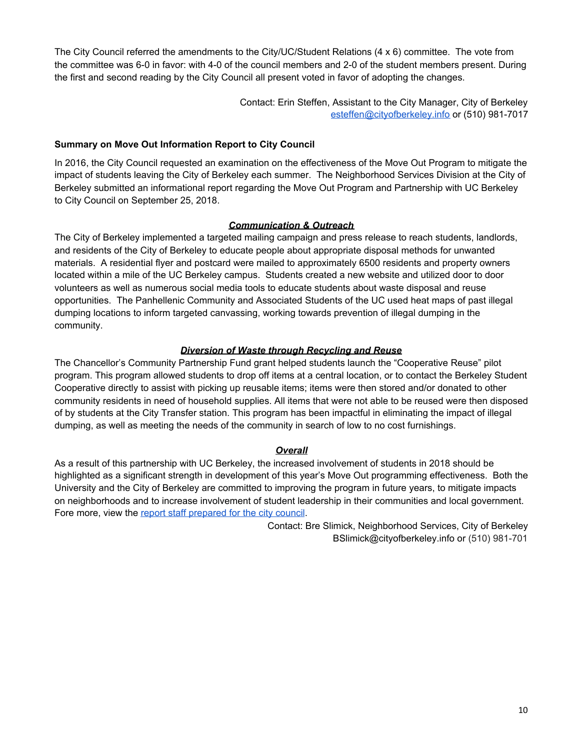The City Council referred the amendments to the City/UC/Student Relations (4 x 6) committee. The vote from the committee was 6-0 in favor: with 4-0 of the council members and 2-0 of the student members present. During the first and second reading by the City Council all present voted in favor of adopting the changes.

Contact: Erin Steffen, Assistant to the City Manager, City of Berkeley
esteffen@cityofberkeley.info or (510) 981-7017

**Summary on Move Out Information Report to City Council**

In 2016, the City Council requested an examination on the effectiveness of the Move Out Program to mitigate the impact of students leaving the City of Berkeley each summer. The Neighborhood Services Division at the City of Berkeley submitted an informational report regarding the Move Out Program and Partnership with UC Berkeley to City Council on September 25, 2018.

***Communication & Outreach***

The City of Berkeley implemented a targeted mailing campaign and press release to reach students, landlords, and residents of the City of Berkeley to educate people about appropriate disposal methods for unwanted materials. A residential flyer and postcard were mailed to approximately 6500 residents and property owners located within a mile of the UC Berkeley campus. Students created a new website and utilized door to door volunteers as well as numerous social media tools to educate students about waste disposal and reuse opportunities. The Panhellenic Community and Associated Students of the UC used heat maps of past illegal dumping locations to inform targeted canvassing, working towards prevention of illegal dumping in the community.

***Diversion of Waste through Recycling and Reuse***

The Chancellor's Community Partnership Fund grant helped students launch the "Cooperative Reuse" pilot program. This program allowed students to drop off items at a central location, or to contact the Berkeley Student Cooperative directly to assist with picking up reusable items; items were then stored and/or donated to other community residents in need of household supplies. All items that were not able to be reused were then disposed of by students at the City Transfer station. This program has been impactful in eliminating the impact of illegal dumping, as well as meeting the needs of the community in search of low to no cost furnishings.

***Overall***

As a result of this partnership with UC Berkeley, the increased involvement of students in 2018 should be highlighted as a significant strength in development of this year's Move Out programming effectiveness. Both the University and the City of Berkeley are committed to improving the program in future years, to mitigate impacts on neighborhoods and to increase involvement of student leadership in their communities and local government. Fore more, view the report staff prepared for the city council.

Contact: Bre Slimick, Neighborhood Services, City of Berkeley
BSlimick@cityofberkeley.info or (510) 981-701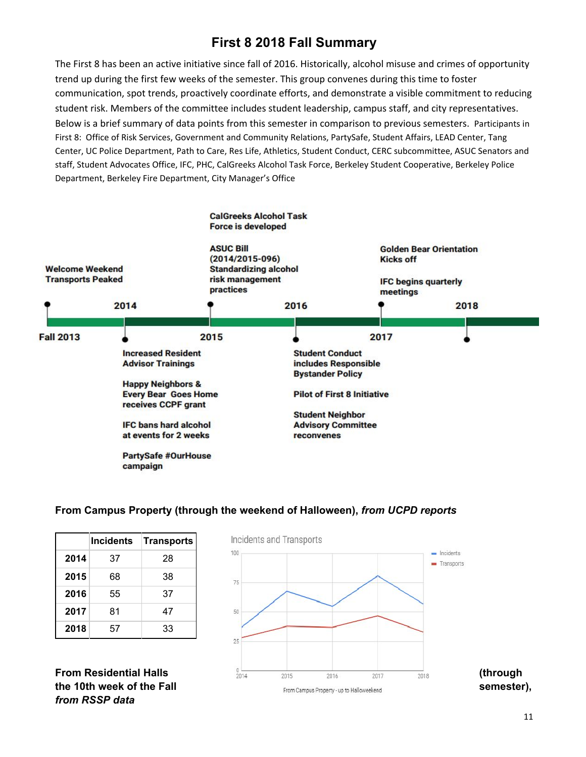# First 8 2018 Fall Summary

The First 8 has been an active initiative since fall of 2016. Historically, alcohol misuse and crimes of opportunity trend up during the first few weeks of the semester. This group convenes during this time to foster communication, spot trends, proactively coordinate efforts, and demonstrate a visible commitment to reducing student risk. Members of the committee includes student leadership, campus staff, and city representatives. Below is a brief summary of data points from this semester in comparison to previous semesters. Participants in First 8: Office of Risk Services, Government and Community Relations, PartySafe, Student Affairs, LEAD Center, Tang Center, UC Police Department, Path to Care, Res Life, Athletics, Student Conduct, CERC subcommittee, ASUC Senators and staff, Student Advocates Office, IFC, PHC, CalGreeks Alcohol Task Force, Berkeley Student Cooperative, Berkeley Police Department, Berkeley Fire Department, City Manager's Office

**Fall 2013**
- Welcome Weekend Transports Peaked

**2014**
- Increased Resident Advisor Trainings
- Happy Neighbors & Every Bear Goes Home receives CCPF grant
- IFC bans hard alcohol at events for 2 weeks
- PartySafe #OurHouse campaign

**2015**
- CalGreeks Alcohol Task Force is developed
- ASUC Bill (2014/2015-096) Standardizing alcohol risk management practices

**2016**
- Student Conduct includes Responsible Bystander Policy
- Pilot of First 8 Initiative
- Student Neighbor Advisory Committee reconvenes

**2017**
- Golden Bear Orientation Kicks off
- IFC begins quarterly meetings

**2018**

**From Campus Property (through the weekend of Halloween),** ***from UCPD reports***

| | Incidents | Transports |
|---|---|---|
| **2014** | 37 | 28 |
| **2015** | 68 | 38 |
| **2016** | 55 | 37 |
| **2017** | 81 | 47 |
| **2018** | 57 | 33 |

Incidents and Transports

From Campus Property - up to Halloweekend

**From Residential Halls (through the 10th week of the Fall semester),** ***from RSSP data***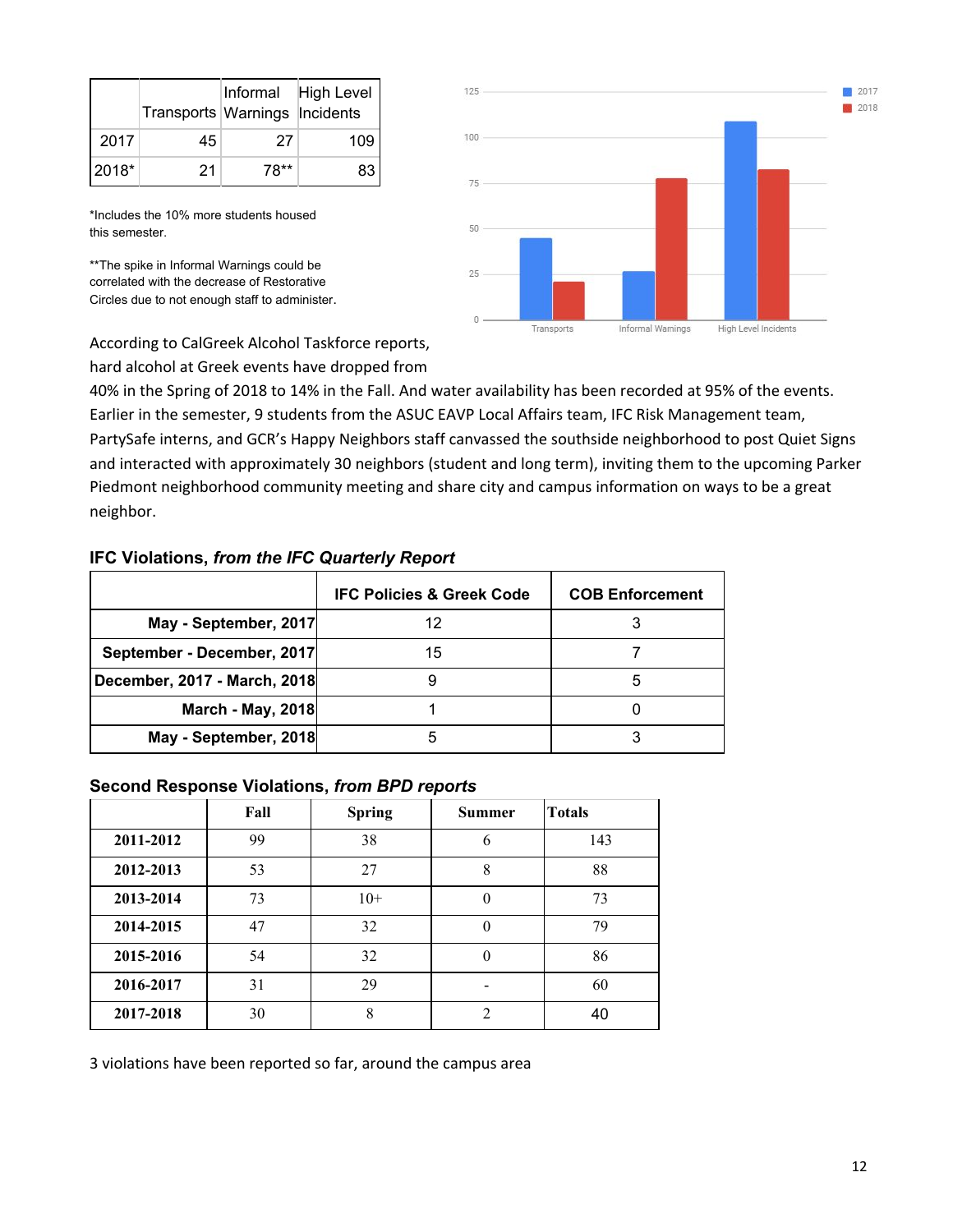| | Transports | Informal Warnings | High Level Incidents |
|---|---|---|---|
| 2017 | 45 | 27 | 109 |
| 2018* | 21 | 78** | 83 |

*Includes the 10% more students housed this semester.

**The spike in Informal Warnings could be correlated with the decrease of Restorative Circles due to not enough staff to administer.

According to CalGreek Alcohol Taskforce reports, hard alcohol at Greek events have dropped from 40% in the Spring of 2018 to 14% in the Fall. And water availability has been recorded at 95% of the events. Earlier in the semester, 9 students from the ASUC EAVP Local Affairs team, IFC Risk Management team, PartySafe interns, and GCR's Happy Neighbors staff canvassed the southside neighborhood to post Quiet Signs and interacted with approximately 30 neighbors (student and long term), inviting them to the upcoming Parker Piedmont neighborhood community meeting and share city and campus information on ways to be a great neighbor.

### IFC Violations, *from the IFC Quarterly Report*

| | IFC Policies & Greek Code | COB Enforcement |
|---|---|---|
| **May - September, 2017** | 12 | 3 |
| **September - December, 2017** | 15 | 7 |
| **December, 2017 - March, 2018** | 9 | 5 |
| **March - May, 2018** | 1 | 0 |
| **May - September, 2018** | 5 | 3 |

### Second Response Violations, *from BPD reports*

| | Fall | Spring | Summer | Totals |
|---|---|---|---|---|
| **2011-2012** | 99 | 38 | 6 | 143 |
| **2012-2013** | 53 | 27 | 8 | 88 |
| **2013-2014** | 73 | 10+ | 0 | 73 |
| **2014-2015** | 47 | 32 | 0 | 79 |
| **2015-2016** | 54 | 32 | 0 | 86 |
| **2016-2017** | 31 | 29 | - | 60 |
| **2017-2018** | 30 | 8 | 2 | 40 |

3 violations have been reported so far, around the campus area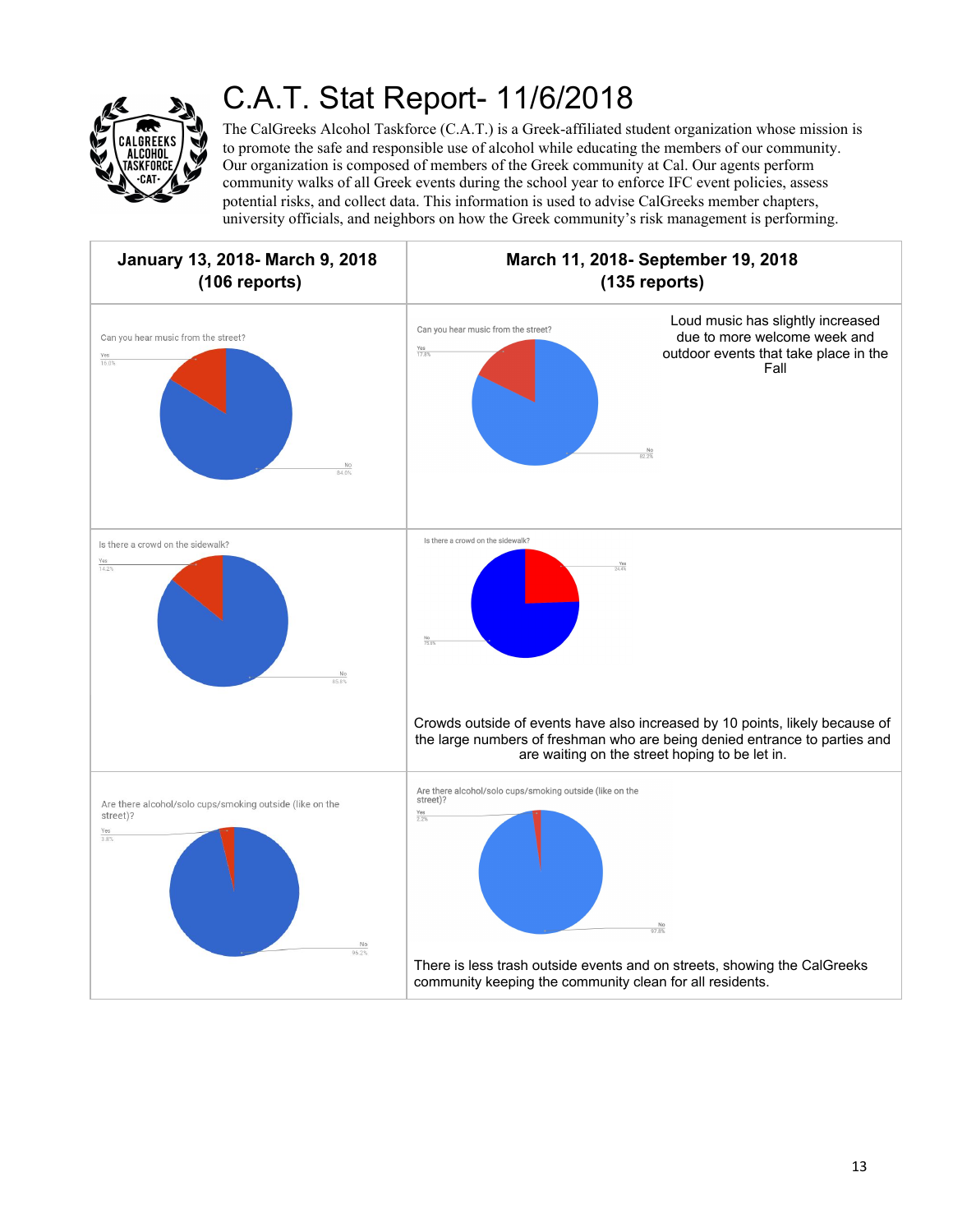# C.A.T. Stat Report- 11/6/2018

The CalGreeks Alcohol Taskforce (C.A.T.) is a Greek-affiliated student organization whose mission is to promote the safe and responsible use of alcohol while educating the members of our community. Our organization is composed of members of the Greek community at Cal. Our agents perform community walks of all Greek events during the school year to enforce IFC event policies, assess potential risks, and collect data. This information is used to advise CalGreeks member chapters, university officials, and neighbors on how the Greek community's risk management is performing.

| **January 13, 2018- March 9, 2018 (106 reports)** | **March 11, 2018- September 19, 2018 (135 reports)** |
|---|---|
| Can you hear music from the street? Yes 16.0%; No 84.0% | Can you hear music from the street? Yes 17.8%; No 82.2%<br><br>Loud music has slightly increased due to more welcome week and outdoor events that take place in the Fall |
| Is there a crowd on the sidewalk? Yes 14.2%; No 85.8% | Is there a crowd on the sidewalk? Yes 24.4%; No 75.6%<br><br>Crowds outside of events have also increased by 10 points, likely because of the large numbers of freshman who are being denied entrance to parties and are waiting on the street hoping to be let in. |
| Are there alcohol/solo cups/smoking outside (like on the street)? Yes 3.8%; No 96.2% | Are there alcohol/solo cups/smoking outside (like on the street)? Yes 2.2%; No 97.8%<br><br>There is less trash outside events and on streets, showing the CalGreeks community keeping the community clean for all residents. |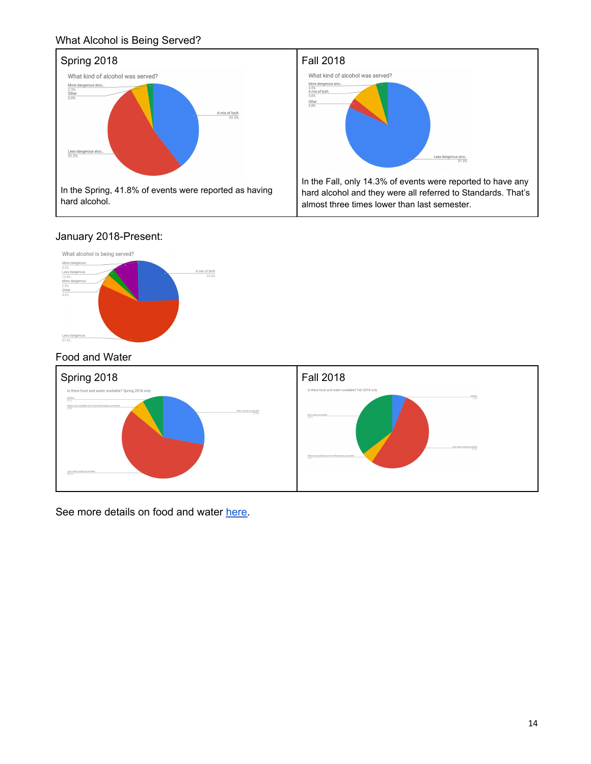What Alcohol is Being Served?

| Spring 2018 | Fall 2018 |
|---|---|
| What kind of alcohol was served? More dangerous alco... 2.3% Other 5.8% A mix of both 39.5% Less dangerous alco... 52.3% | What kind of alcohol was served? More dangerous alco... 4.5% A mix of both 9.8% Other 3.8% Less dangerous alco... 81.8% |
| In the Spring, 41.8% of events were reported as having hard alcohol. | In the Fall, only 14.3% of events were reported to have any hard alcohol and they were all referred to Standards. That's almost three times lower than last semester. |

January 2018-Present:

What alcohol is being served?

More dangerous 0.3%
Less dangerous 10.4%
More dangerous 2.9%
Other 4.6%
A mix of both 24.3%
Less dangerous 57.4%

Food and Water

| Spring 2018 | Fall 2018 |
|---|---|
| Is there food and water available? Spring 2018 only | Is there food and water available? Fall 2018 only |

See more details on food and water here.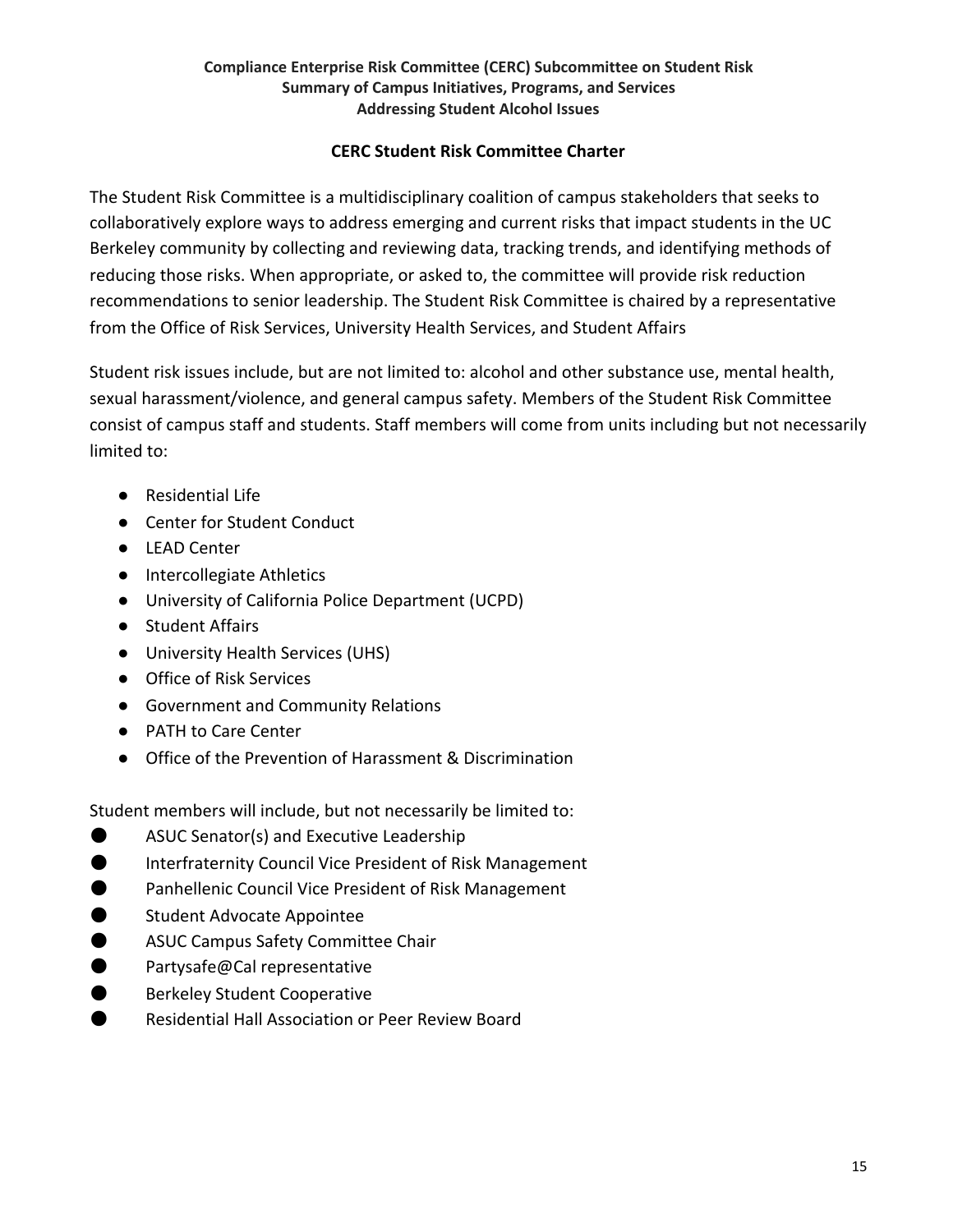**Compliance Enterprise Risk Committee (CERC) Subcommittee on Student Risk**
**Summary of Campus Initiatives, Programs, and Services**
**Addressing Student Alcohol Issues**

## CERC Student Risk Committee Charter

The Student Risk Committee is a multidisciplinary coalition of campus stakeholders that seeks to collaboratively explore ways to address emerging and current risks that impact students in the UC Berkeley community by collecting and reviewing data, tracking trends, and identifying methods of reducing those risks. When appropriate, or asked to, the committee will provide risk reduction recommendations to senior leadership. The Student Risk Committee is chaired by a representative from the Office of Risk Services, University Health Services, and Student Affairs

Student risk issues include, but are not limited to: alcohol and other substance use, mental health, sexual harassment/violence, and general campus safety. Members of the Student Risk Committee consist of campus staff and students. Staff members will come from units including but not necessarily limited to:

- Residential Life
- Center for Student Conduct
- LEAD Center
- Intercollegiate Athletics
- University of California Police Department (UCPD)
- Student Affairs
- University Health Services (UHS)
- Office of Risk Services
- Government and Community Relations
- PATH to Care Center
- Office of the Prevention of Harassment & Discrimination

Student members will include, but not necessarily be limited to:

- ASUC Senator(s) and Executive Leadership
- Interfraternity Council Vice President of Risk Management
- Panhellenic Council Vice President of Risk Management
- Student Advocate Appointee
- ASUC Campus Safety Committee Chair
- Partysafe@Cal representative
- Berkeley Student Cooperative
- Residential Hall Association or Peer Review Board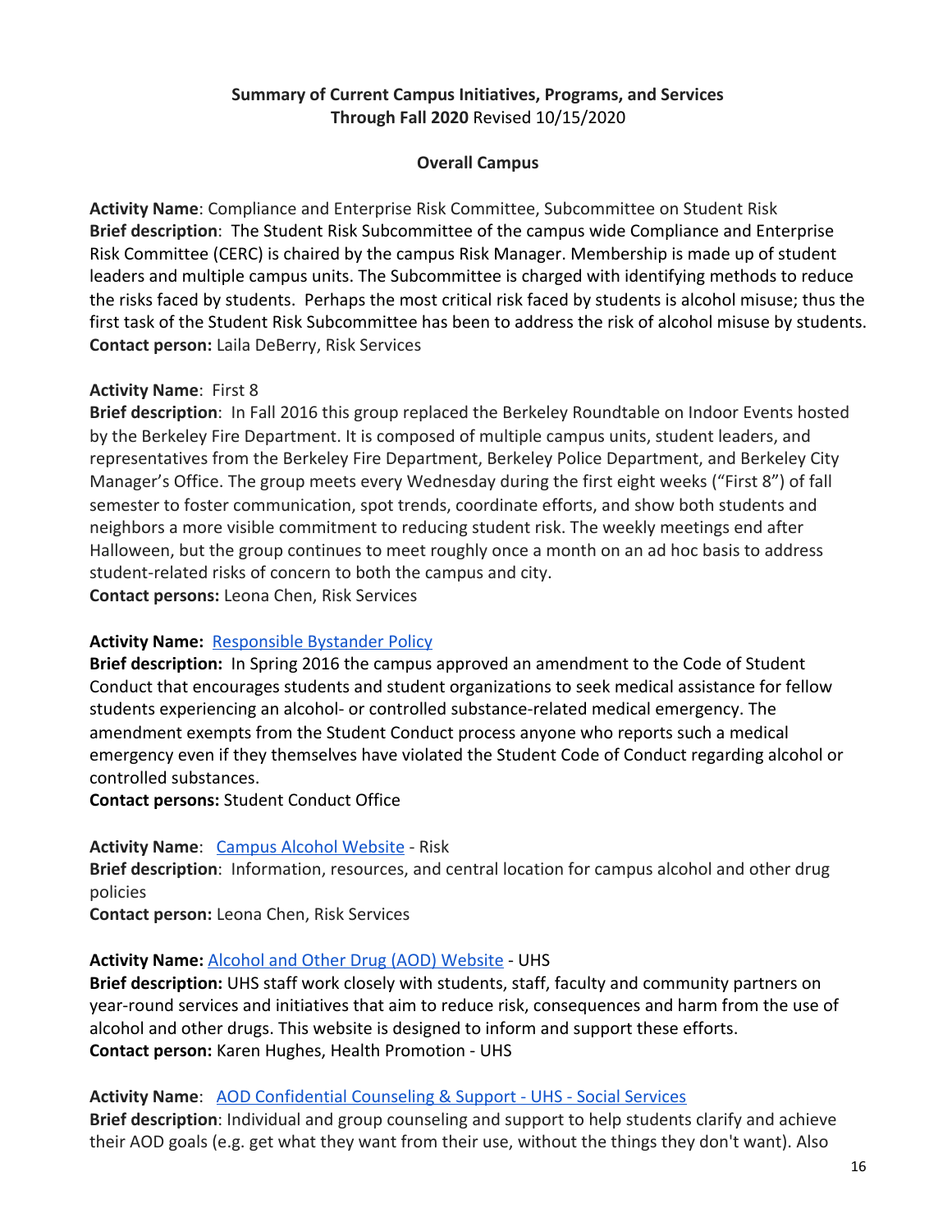**Summary of Current Campus Initiatives, Programs, and Services Through Fall 2020** Revised 10/15/2020

**Overall Campus**

**Activity Name**: Compliance and Enterprise Risk Committee, Subcommittee on Student Risk
**Brief description**: The Student Risk Subcommittee of the campus wide Compliance and Enterprise Risk Committee (CERC) is chaired by the campus Risk Manager. Membership is made up of student leaders and multiple campus units. The Subcommittee is charged with identifying methods to reduce the risks faced by students. Perhaps the most critical risk faced by students is alcohol misuse; thus the first task of the Student Risk Subcommittee has been to address the risk of alcohol misuse by students.
**Contact person:** Laila DeBerry, Risk Services

**Activity Name**: First 8
**Brief description**: In Fall 2016 this group replaced the Berkeley Roundtable on Indoor Events hosted by the Berkeley Fire Department. It is composed of multiple campus units, student leaders, and representatives from the Berkeley Fire Department, Berkeley Police Department, and Berkeley City Manager's Office. The group meets every Wednesday during the first eight weeks ("First 8") of fall semester to foster communication, spot trends, coordinate efforts, and show both students and neighbors a more visible commitment to reducing student risk. The weekly meetings end after Halloween, but the group continues to meet roughly once a month on an ad hoc basis to address student-related risks of concern to both the campus and city.
**Contact persons:** Leona Chen, Risk Services

**Activity Name:** Responsible Bystander Policy
**Brief description:** In Spring 2016 the campus approved an amendment to the Code of Student Conduct that encourages students and student organizations to seek medical assistance for fellow students experiencing an alcohol- or controlled substance-related medical emergency. The amendment exempts from the Student Conduct process anyone who reports such a medical emergency even if they themselves have violated the Student Code of Conduct regarding alcohol or controlled substances.
**Contact persons:** Student Conduct Office

**Activity Name**: Campus Alcohol Website - Risk
**Brief description**: Information, resources, and central location for campus alcohol and other drug policies
**Contact person:** Leona Chen, Risk Services

**Activity Name:** Alcohol and Other Drug (AOD) Website - UHS
**Brief description:** UHS staff work closely with students, staff, faculty and community partners on year-round services and initiatives that aim to reduce risk, consequences and harm from the use of alcohol and other drugs. This website is designed to inform and support these efforts.
**Contact person:** Karen Hughes, Health Promotion - UHS

**Activity Name**: AOD Confidential Counseling & Support - UHS - Social Services
**Brief description**: Individual and group counseling and support to help students clarify and achieve their AOD goals (e.g. get what they want from their use, without the things they don't want). Also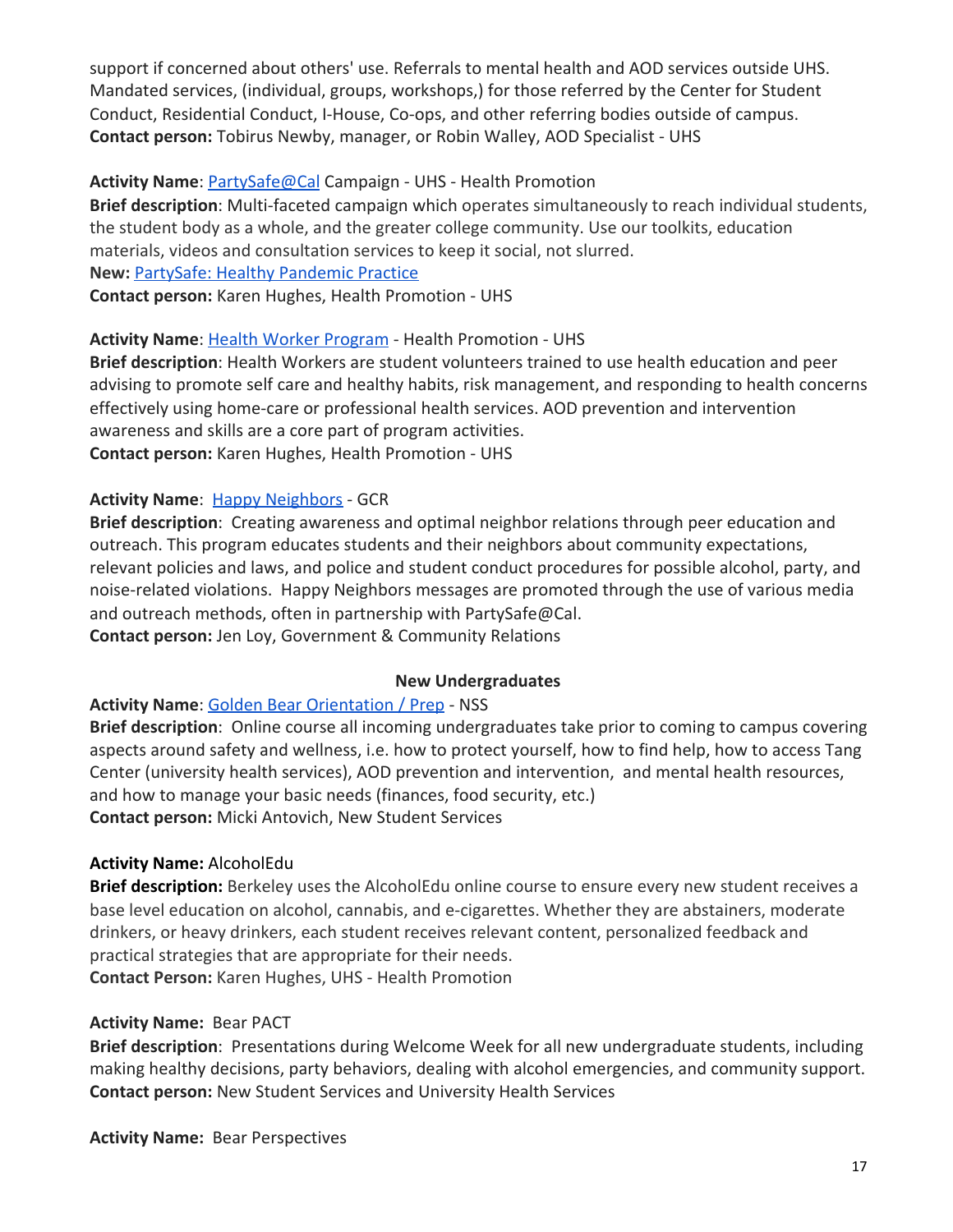support if concerned about others' use. Referrals to mental health and AOD services outside UHS. Mandated services, (individual, groups, workshops,) for those referred by the Center for Student Conduct, Residential Conduct, I-House, Co-ops, and other referring bodies outside of campus.
**Contact person:** Tobirus Newby, manager, or Robin Walley, AOD Specialist - UHS

**Activity Name**: PartySafe@Cal Campaign - UHS - Health Promotion
**Brief description**: Multi-faceted campaign which operates simultaneously to reach individual students, the student body as a whole, and the greater college community. Use our toolkits, education materials, videos and consultation services to keep it social, not slurred.
**New:** PartySafe: Healthy Pandemic Practice
**Contact person:** Karen Hughes, Health Promotion - UHS

**Activity Name**: Health Worker Program - Health Promotion - UHS
**Brief description**: Health Workers are student volunteers trained to use health education and peer advising to promote self care and healthy habits, risk management, and responding to health concerns effectively using home-care or professional health services. AOD prevention and intervention awareness and skills are a core part of program activities.
**Contact person:** Karen Hughes, Health Promotion - UHS

**Activity Name**: Happy Neighbors - GCR
**Brief description**: Creating awareness and optimal neighbor relations through peer education and outreach. This program educates students and their neighbors about community expectations, relevant policies and laws, and police and student conduct procedures for possible alcohol, party, and noise-related violations. Happy Neighbors messages are promoted through the use of various media and outreach methods, often in partnership with PartySafe@Cal.
**Contact person:** Jen Loy, Government & Community Relations

### New Undergraduates

**Activity Name**: Golden Bear Orientation / Prep - NSS
**Brief description**: Online course all incoming undergraduates take prior to coming to campus covering aspects around safety and wellness, i.e. how to protect yourself, how to find help, how to access Tang Center (university health services), AOD prevention and intervention, and mental health resources, and how to manage your basic needs (finances, food security, etc.)
**Contact person:** Micki Antovich, New Student Services

**Activity Name:** AlcoholEdu
**Brief description:** Berkeley uses the AlcoholEdu online course to ensure every new student receives a base level education on alcohol, cannabis, and e-cigarettes. Whether they are abstainers, moderate drinkers, or heavy drinkers, each student receives relevant content, personalized feedback and practical strategies that are appropriate for their needs.
**Contact Person:** Karen Hughes, UHS - Health Promotion

**Activity Name:** Bear PACT
**Brief description**: Presentations during Welcome Week for all new undergraduate students, including making healthy decisions, party behaviors, dealing with alcohol emergencies, and community support.
**Contact person:** New Student Services and University Health Services

**Activity Name:** Bear Perspectives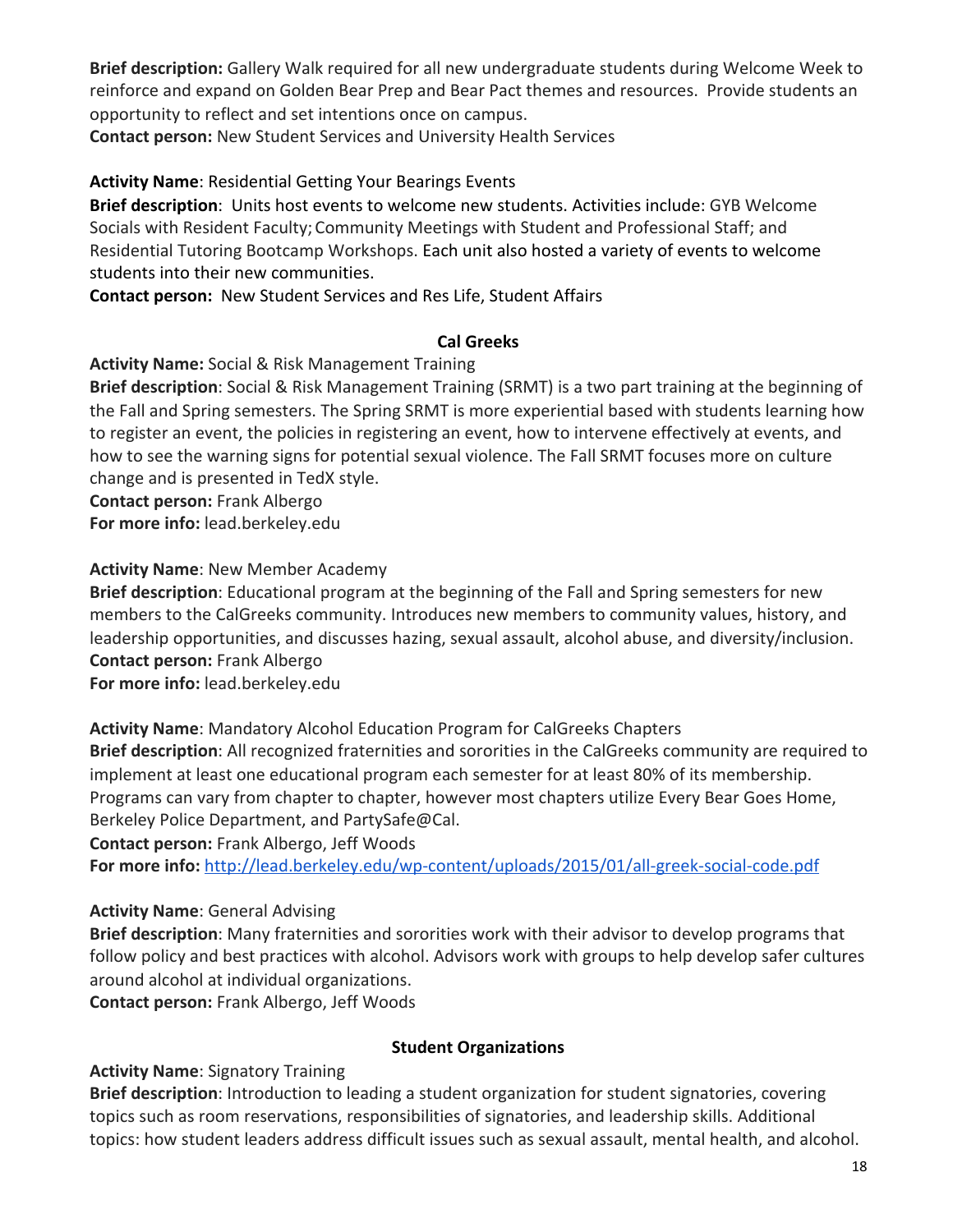**Brief description:** Gallery Walk required for all new undergraduate students during Welcome Week to reinforce and expand on Golden Bear Prep and Bear Pact themes and resources. Provide students an opportunity to reflect and set intentions once on campus.
**Contact person:** New Student Services and University Health Services

**Activity Name**: Residential Getting Your Bearings Events
**Brief description**: Units host events to welcome new students. Activities include: GYB Welcome Socials with Resident Faculty; Community Meetings with Student and Professional Staff; and Residential Tutoring Bootcamp Workshops. Each unit also hosted a variety of events to welcome students into their new communities.
**Contact person:** New Student Services and Res Life, Student Affairs

### Cal Greeks

**Activity Name:** Social & Risk Management Training
**Brief description**: Social & Risk Management Training (SRMT) is a two part training at the beginning of the Fall and Spring semesters. The Spring SRMT is more experiential based with students learning how to register an event, the policies in registering an event, how to intervene effectively at events, and how to see the warning signs for potential sexual violence. The Fall SRMT focuses more on culture change and is presented in TedX style.
**Contact person:** Frank Albergo
**For more info:** lead.berkeley.edu

**Activity Name**: New Member Academy
**Brief description**: Educational program at the beginning of the Fall and Spring semesters for new members to the CalGreeks community. Introduces new members to community values, history, and leadership opportunities, and discusses hazing, sexual assault, alcohol abuse, and diversity/inclusion.
**Contact person:** Frank Albergo
**For more info:** lead.berkeley.edu

**Activity Name**: Mandatory Alcohol Education Program for CalGreeks Chapters
**Brief description**: All recognized fraternities and sororities in the CalGreeks community are required to implement at least one educational program each semester for at least 80% of its membership. Programs can vary from chapter to chapter, however most chapters utilize Every Bear Goes Home, Berkeley Police Department, and PartySafe@Cal.
**Contact person:** Frank Albergo, Jeff Woods
**For more info:** http://lead.berkeley.edu/wp-content/uploads/2015/01/all-greek-social-code.pdf

**Activity Name**: General Advising
**Brief description**: Many fraternities and sororities work with their advisor to develop programs that follow policy and best practices with alcohol. Advisors work with groups to help develop safer cultures around alcohol at individual organizations.
**Contact person:** Frank Albergo, Jeff Woods

### Student Organizations

**Activity Name**: Signatory Training
**Brief description**: Introduction to leading a student organization for student signatories, covering topics such as room reservations, responsibilities of signatories, and leadership skills. Additional topics: how student leaders address difficult issues such as sexual assault, mental health, and alcohol.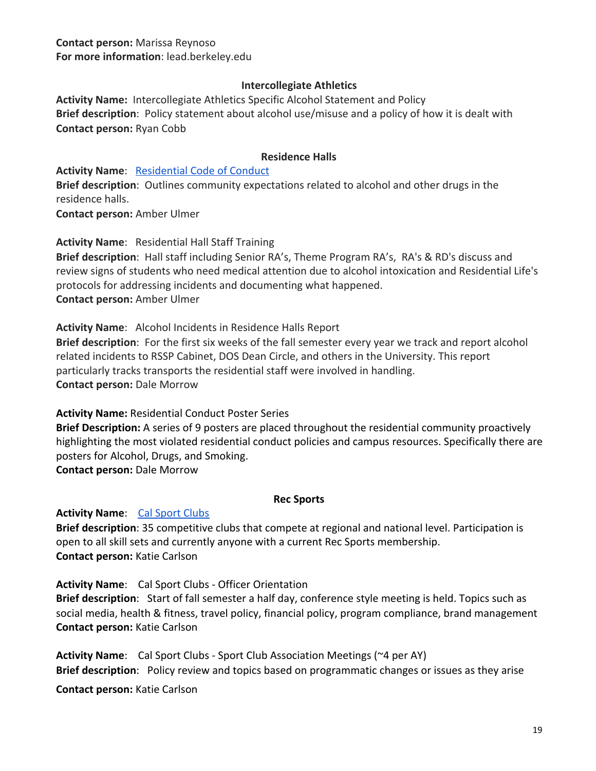**Contact person:** Marissa Reynoso
**For more information**: lead.berkeley.edu

### Intercollegiate Athletics

**Activity Name:** Intercollegiate Athletics Specific Alcohol Statement and Policy
**Brief description**: Policy statement about alcohol use/misuse and a policy of how it is dealt with
**Contact person:** Ryan Cobb

### Residence Halls

**Activity Name**: Residential Code of Conduct
**Brief description**: Outlines community expectations related to alcohol and other drugs in the residence halls.
**Contact person:** Amber Ulmer

**Activity Name**: Residential Hall Staff Training
**Brief description**: Hall staff including Senior RA's, Theme Program RA's, RA's & RD's discuss and review signs of students who need medical attention due to alcohol intoxication and Residential Life's protocols for addressing incidents and documenting what happened.
**Contact person:** Amber Ulmer

**Activity Name**: Alcohol Incidents in Residence Halls Report
**Brief description**: For the first six weeks of the fall semester every year we track and report alcohol related incidents to RSSP Cabinet, DOS Dean Circle, and others in the University. This report particularly tracks transports the residential staff were involved in handling.
**Contact person:** Dale Morrow

**Activity Name:** Residential Conduct Poster Series
**Brief Description:** A series of 9 posters are placed throughout the residential community proactively highlighting the most violated residential conduct policies and campus resources. Specifically there are posters for Alcohol, Drugs, and Smoking.
**Contact person:** Dale Morrow

### Rec Sports

**Activity Name**: Cal Sport Clubs
**Brief description**: 35 competitive clubs that compete at regional and national level. Participation is open to all skill sets and currently anyone with a current Rec Sports membership.
**Contact person:** Katie Carlson

**Activity Name**: Cal Sport Clubs - Officer Orientation
**Brief description**: Start of fall semester a half day, conference style meeting is held. Topics such as social media, health & fitness, travel policy, financial policy, program compliance, brand management
**Contact person:** Katie Carlson

**Activity Name**: Cal Sport Clubs - Sport Club Association Meetings (~4 per AY)
**Brief description**: Policy review and topics based on programmatic changes or issues as they arise

**Contact person:** Katie Carlson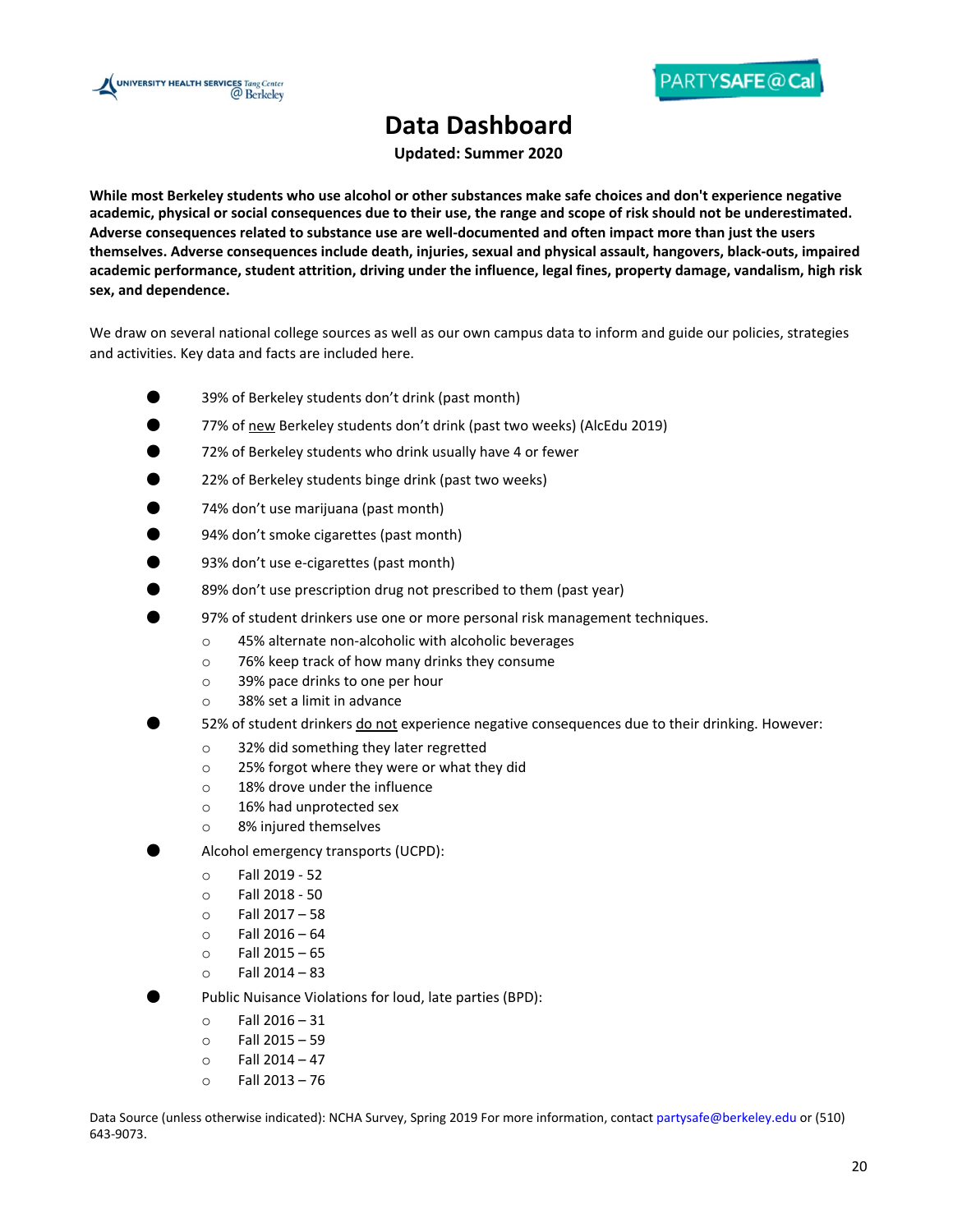# Data Dashboard

**Updated: Summer 2020**

**While most Berkeley students who use alcohol or other substances make safe choices and don't experience negative academic, physical or social consequences due to their use, the range and scope of risk should not be underestimated. Adverse consequences related to substance use are well-documented and often impact more than just the users themselves. Adverse consequences include death, injuries, sexual and physical assault, hangovers, black-outs, impaired academic performance, student attrition, driving under the influence, legal fines, property damage, vandalism, high risk sex, and dependence.**

We draw on several national college sources as well as our own campus data to inform and guide our policies, strategies and activities. Key data and facts are included here.

- 39% of Berkeley students don't drink (past month)
- 77% of <u>new</u> Berkeley students don't drink (past two weeks) (AlcEdu 2019)
- 72% of Berkeley students who drink usually have 4 or fewer
- 22% of Berkeley students binge drink (past two weeks)
- 74% don't use marijuana (past month)
- 94% don't smoke cigarettes (past month)
- 93% don't use e-cigarettes (past month)
- 89% don't use prescription drug not prescribed to them (past year)
- 97% of student drinkers use one or more personal risk management techniques.
  - 45% alternate non-alcoholic with alcoholic beverages
  - 76% keep track of how many drinks they consume
  - 39% pace drinks to one per hour
  - 38% set a limit in advance
- 52% of student drinkers <u>do not</u> experience negative consequences due to their drinking. However:
  - 32% did something they later regretted
  - 25% forgot where they were or what they did
  - 18% drove under the influence
  - 16% had unprotected sex
  - 8% injured themselves
- Alcohol emergency transports (UCPD):
  - Fall 2019 - 52
  - Fall 2018 - 50
  - Fall 2017 – 58
  - Fall 2016 – 64
  - Fall 2015 – 65
  - Fall 2014 – 83
- Public Nuisance Violations for loud, late parties (BPD):
  - Fall 2016 – 31
  - Fall 2015 – 59
  - Fall 2014 – 47
  - Fall 2013 – 76

Data Source (unless otherwise indicated): NCHA Survey, Spring 2019 For more information, contact partysafe@berkeley.edu or (510) 643-9073.